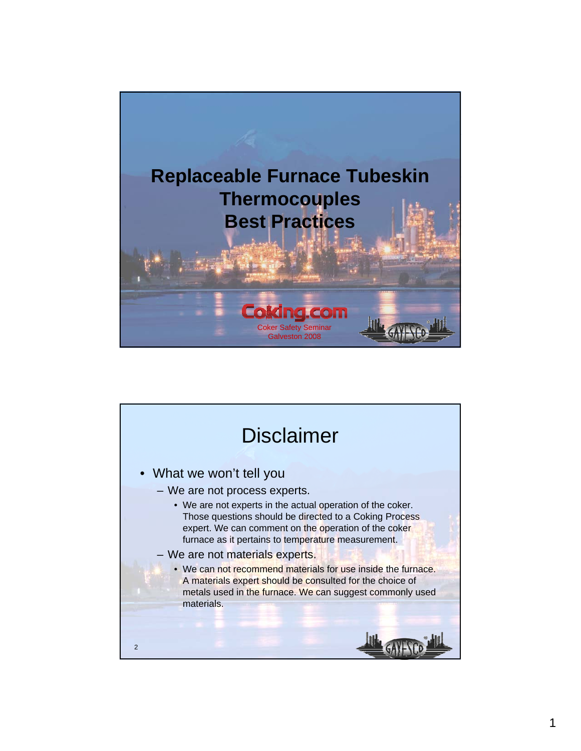# Replaceable Furnace Tubeskin Thermocouples Best Practices

Coking.com

Coker Safety Seminar
Galveston 2008

## Disclaimer

- What we won't tell you
  - We are not process experts.
    - We are not experts in the actual operation of the coker. Those questions should be directed to a Coking Process expert. We can comment on the operation of the coker furnace as it pertains to temperature measurement.
  - We are not materials experts.
    - We can not recommend materials for use inside the furnace. A materials expert should be consulted for the choice of metals used in the furnace. We can suggest commonly used materials.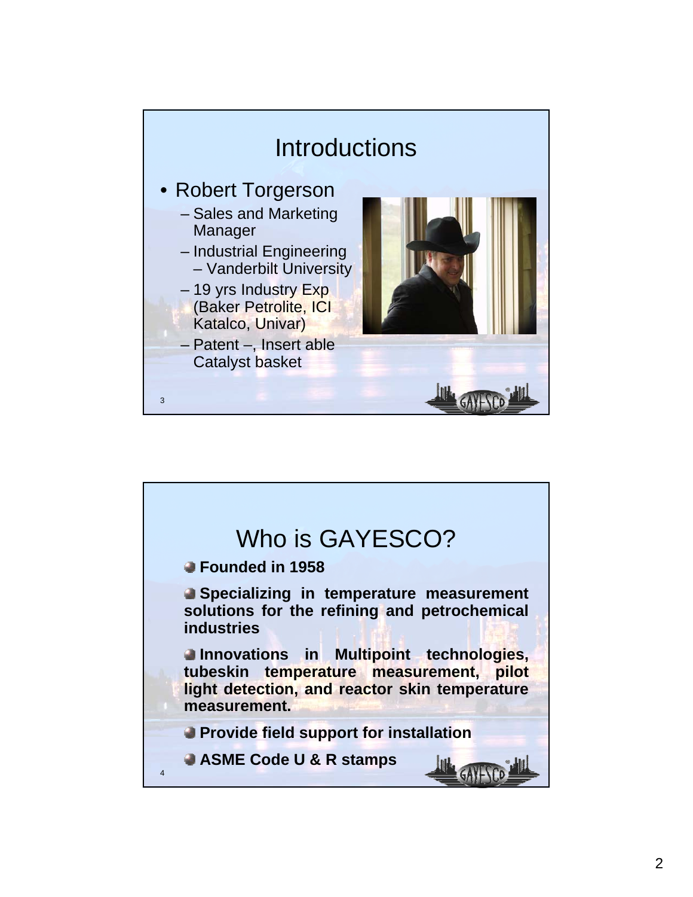## Introductions

- Robert Torgerson
  - Sales and Marketing Manager
  - Industrial Engineering – Vanderbilt University
  - 19 yrs Industry Exp (Baker Petrolite, ICI Katalco, Univar)
  - Patent –, Insert able Catalyst basket

## Who is GAYESCO?

- **Founded in 1958**
- **Specializing in temperature measurement solutions for the refining and petrochemical industries**
- **Innovations in Multipoint technologies, tubeskin temperature measurement, pilot light detection, and reactor skin temperature measurement.**
- **Provide field support for installation**
- **ASME Code U & R stamps**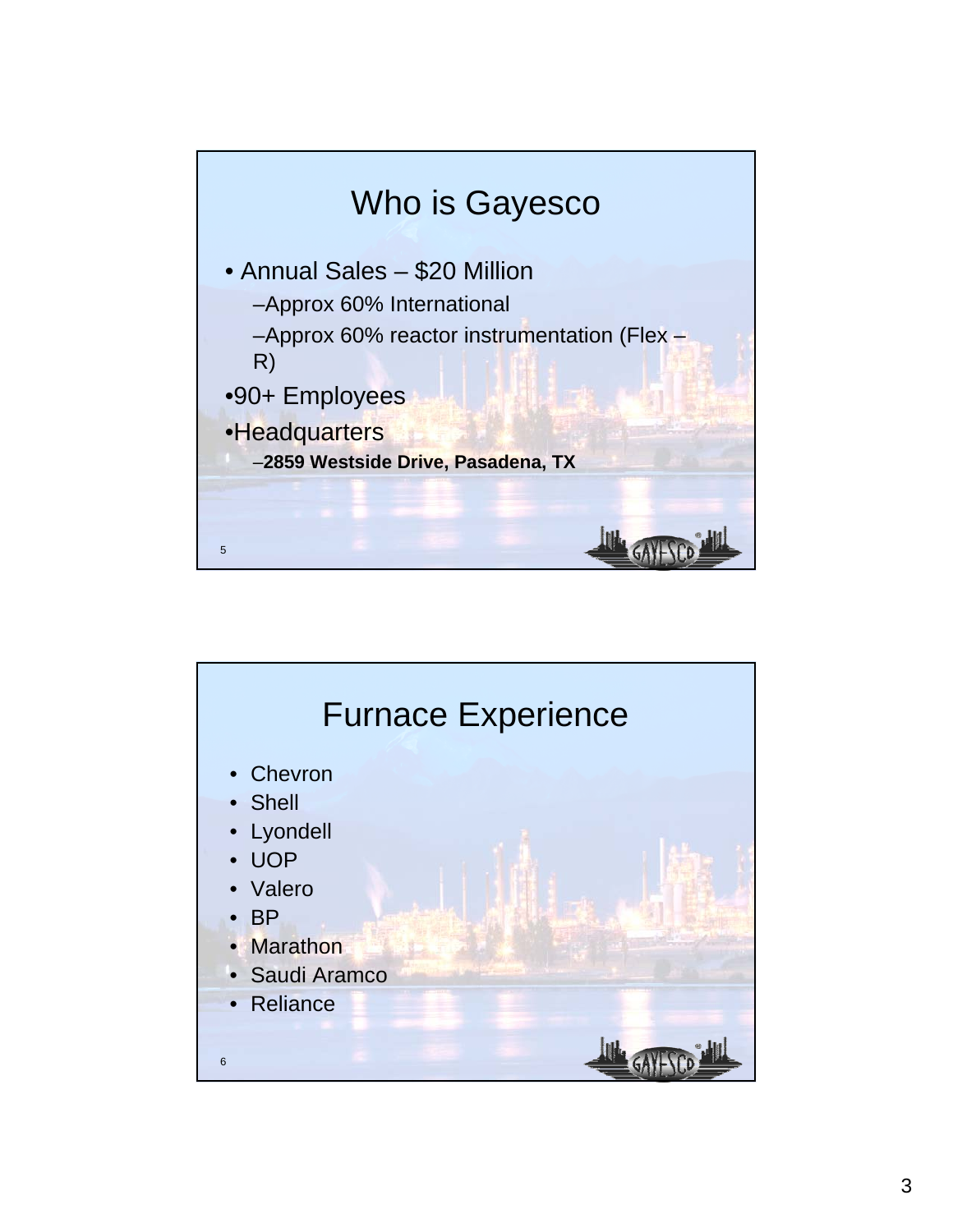# Who is Gayesco

- Annual Sales – $20 Million
  - Approx 60% International
  - Approx 60% reactor instrumentation (Flex – R)
- 90+ Employees
- Headquarters
  - **2859 Westside Drive, Pasadena, TX**

# Furnace Experience

- Chevron
- Shell
- Lyondell
- UOP
- Valero
- BP
- Marathon
- Saudi Aramco
- Reliance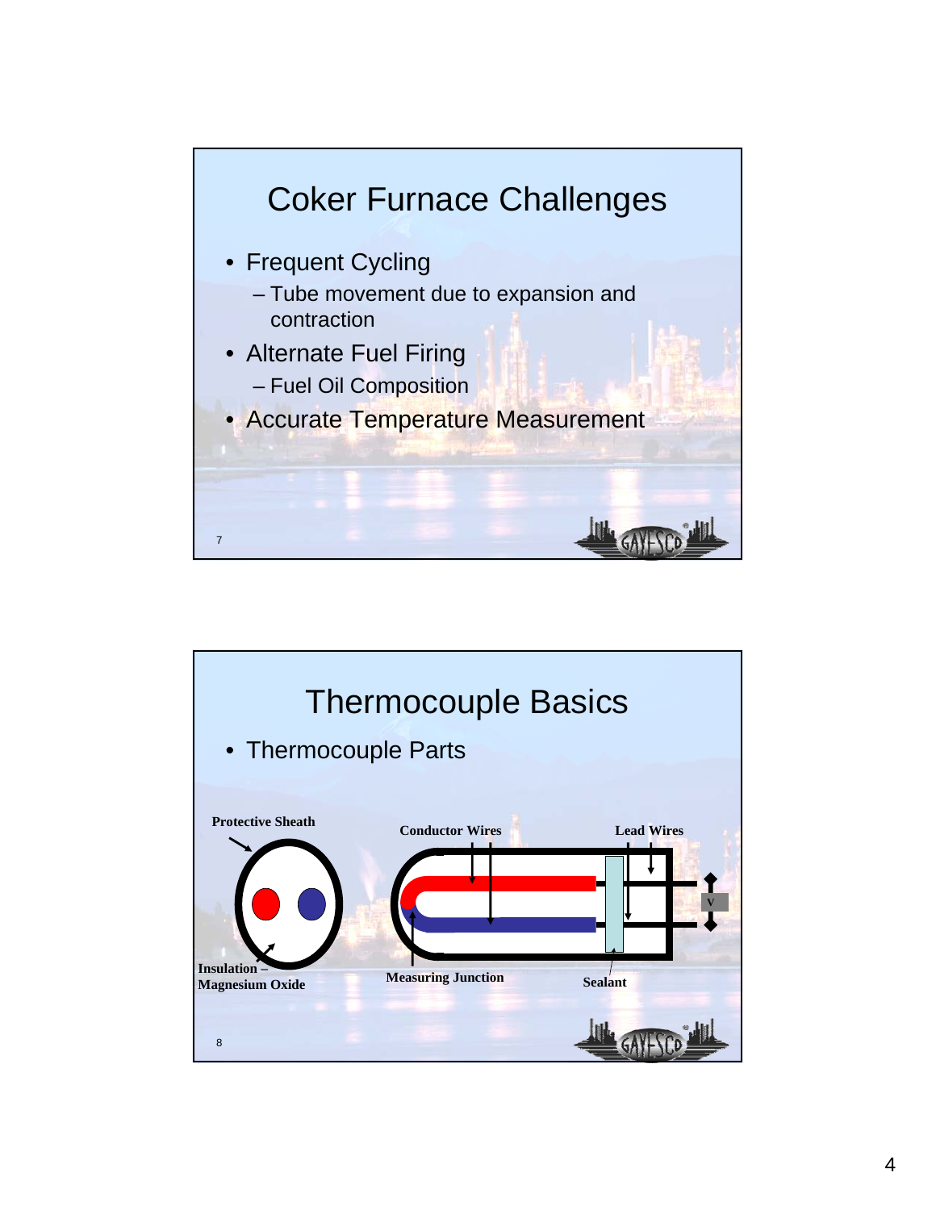# Coker Furnace Challenges

- Frequent Cycling
  - Tube movement due to expansion and contraction
- Alternate Fuel Firing
  - Fuel Oil Composition
- Accurate Temperature Measurement

# Thermocouple Basics

- Thermocouple Parts

**Protective Sheath**

**Conductor Wires**

**Lead Wires**

V

**Insulation – Magnesium Oxide**

**Measuring Junction**

**Sealant**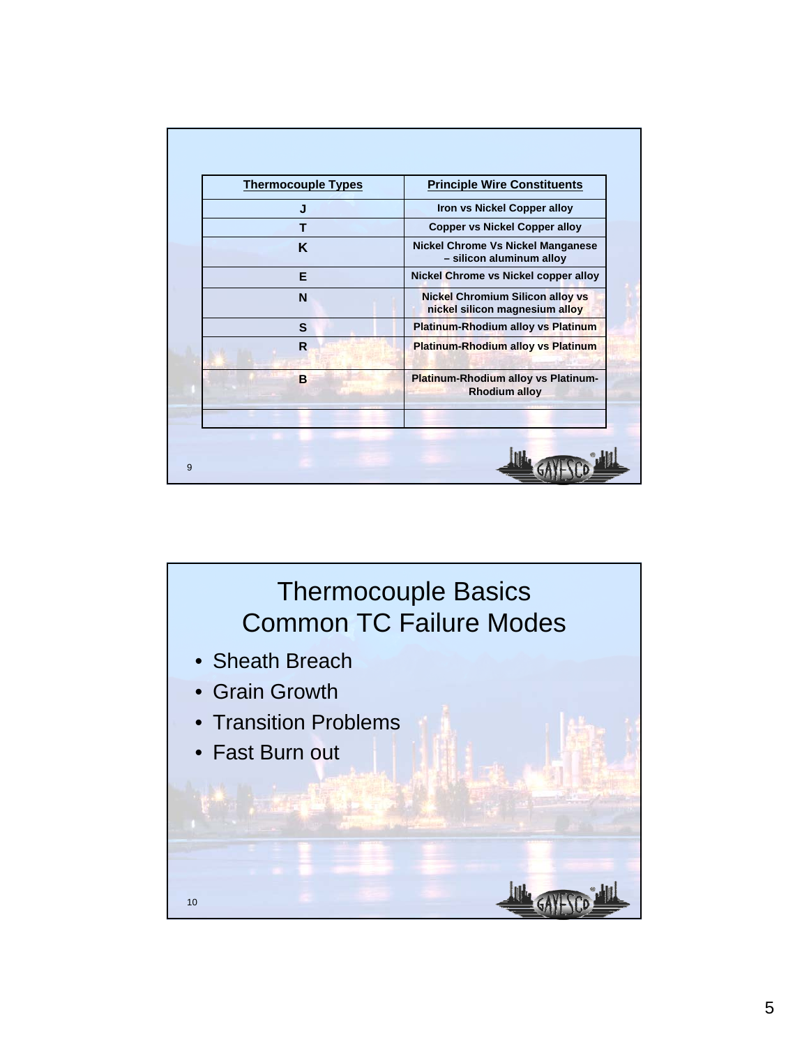| Thermocouple Types | Principle Wire Constituents |
|---|---|
| J | Iron vs Nickel Copper alloy |
| T | Copper vs Nickel Copper alloy |
| K | Nickel Chrome Vs Nickel Manganese – silicon aluminum alloy |
| E | Nickel Chrome vs Nickel copper alloy |
| N | Nickel Chromium Silicon alloy vs nickel silicon magnesium alloy |
| S | Platinum-Rhodium alloy vs Platinum |
| R | Platinum-Rhodium alloy vs Platinum |
| B | Platinum-Rhodium alloy vs Platinum-Rhodium alloy |
| | |

# Thermocouple Basics
## Common TC Failure Modes

- Sheath Breach
- Grain Growth
- Transition Problems
- Fast Burn out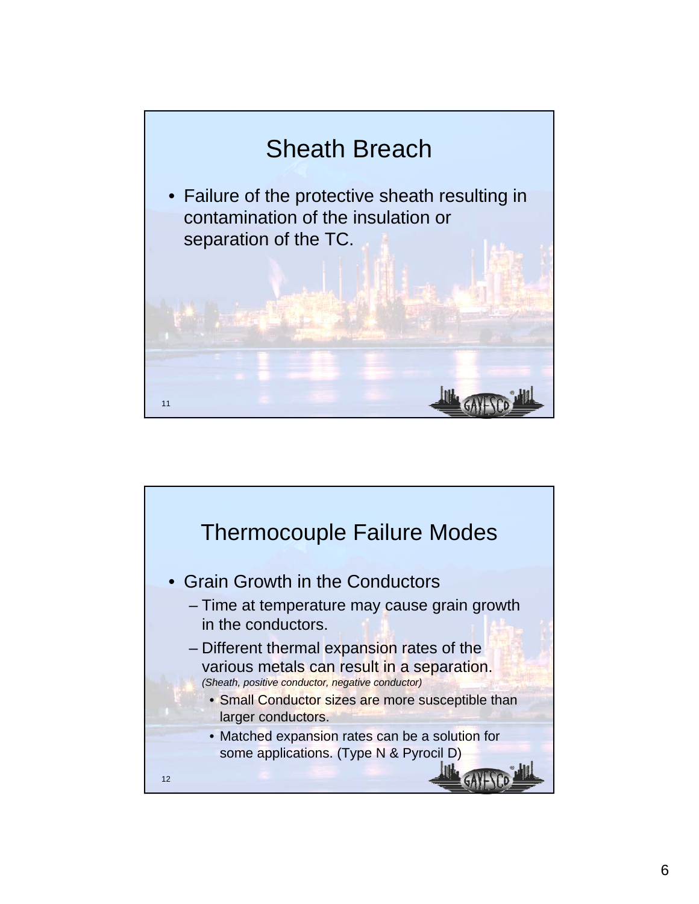## Sheath Breach

- Failure of the protective sheath resulting in contamination of the insulation or separation of the TC.

## Thermocouple Failure Modes

- Grain Growth in the Conductors
  - Time at temperature may cause grain growth in the conductors.
  - Different thermal expansion rates of the various metals can result in a separation. *(Sheath, positive conductor, negative conductor)*
    - Small Conductor sizes are more susceptible than larger conductors.
    - Matched expansion rates can be a solution for some applications. (Type N & Pyrocil D)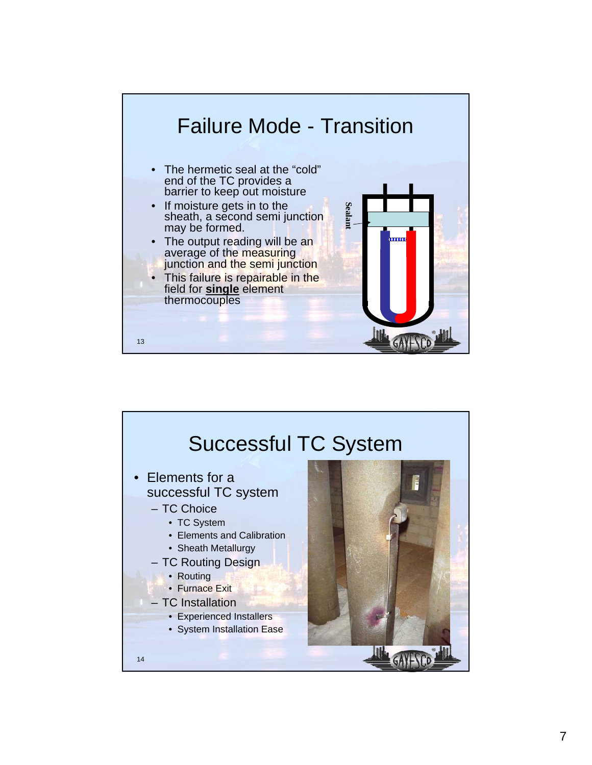# Failure Mode - Transition

- The hermetic seal at the "cold" end of the TC provides a barrier to keep out moisture
- If moisture gets in to the sheath, a second semi junction may be formed.
- The output reading will be an average of the measuring junction and the semi junction
- This failure is repairable in the field for **single** element thermocouples

Sealant

# Successful TC System

- Elements for a successful TC system
  - TC Choice
    - TC System
    - Elements and Calibration
    - Sheath Metallurgy
  - TC Routing Design
    - Routing
    - Furnace Exit
  - TC Installation
    - Experienced Installers
    - System Installation Ease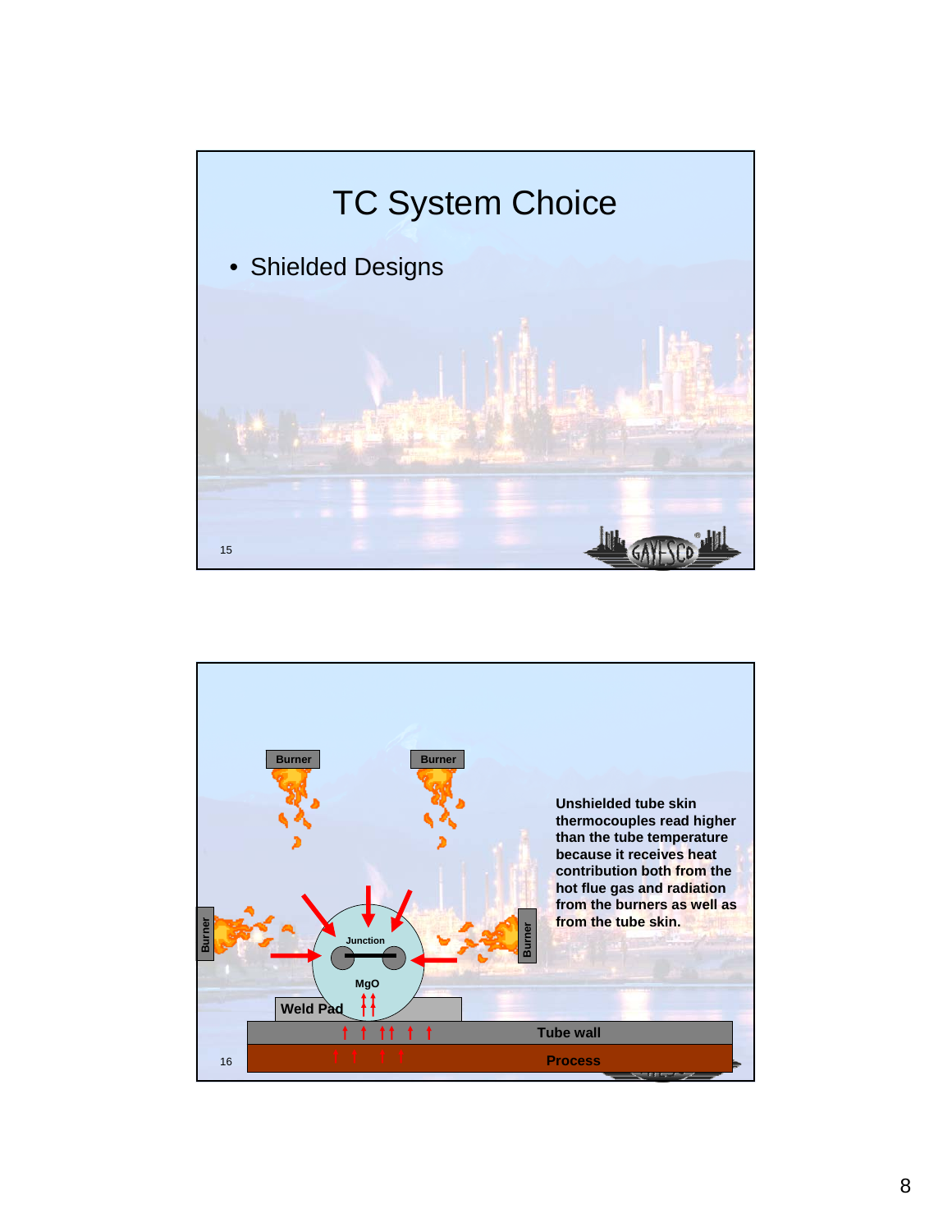# TC System Choice

- Shielded Designs

Burner

Burner

Burner

Burner

Junction

MgO

Weld Pad

Tube wall

Process

Unshielded tube skin thermocouples read higher than the tube temperature because it receives heat contribution both from the hot flue gas and radiation from the burners as well as from the tube skin.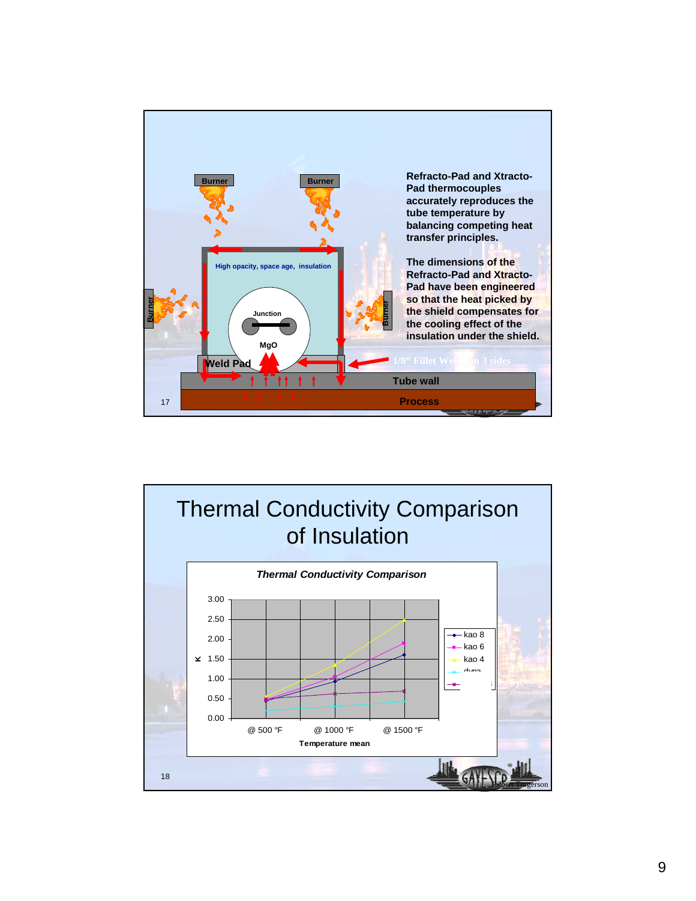Refracto-Pad and Xtracto-Pad thermocouples accurately reproduces the tube temperature by balancing competing heat transfer principles.

The dimensions of the Refracto-Pad and Xtracto-Pad have been engineered so that the heat picked by the shield compensates for the cooling effect of the insulation under the shield.

Burner | Burner | Burner | Burner

High opacity, space age, insulation

Junction

MgO

Weld Pad

1/8" Fillet Weld on 3 sides

Tube wall

Process

# Thermal Conductivity Comparison of Insulation

*Thermal Conductivity Comparison*

| Temperature mean | kao 8 | kao 6 | kao 4 | dyna | (unlabeled) |
|---|---|---|---|---|---|
| @ 500 °F | 0.47 | 0.50 | 0.55 | 0.20 | 0.47 |
| @ 1000 °F | 0.93 | 1.05 | 1.35 | 0.30 | 0.62 |
| @ 1500 °F | 1.60 | 1.90 | 2.50 | 0.43 | 0.70 |

K (y-axis, 0.00 – 3.00); Temperature mean (x-axis)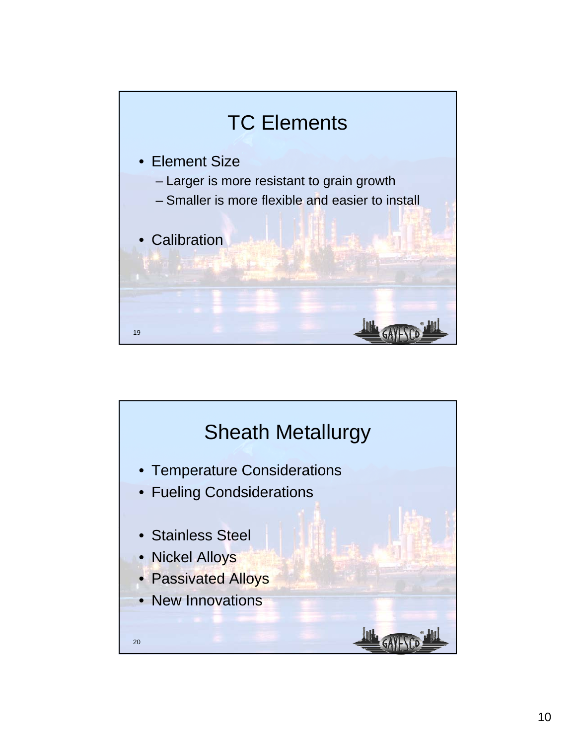## TC Elements

- Element Size
  - Larger is more resistant to grain growth
  - Smaller is more flexible and easier to install
- Calibration

## Sheath Metallurgy

- Temperature Considerations
- Fueling Condsiderations
- Stainless Steel
- Nickel Alloys
- Passivated Alloys
- New Innovations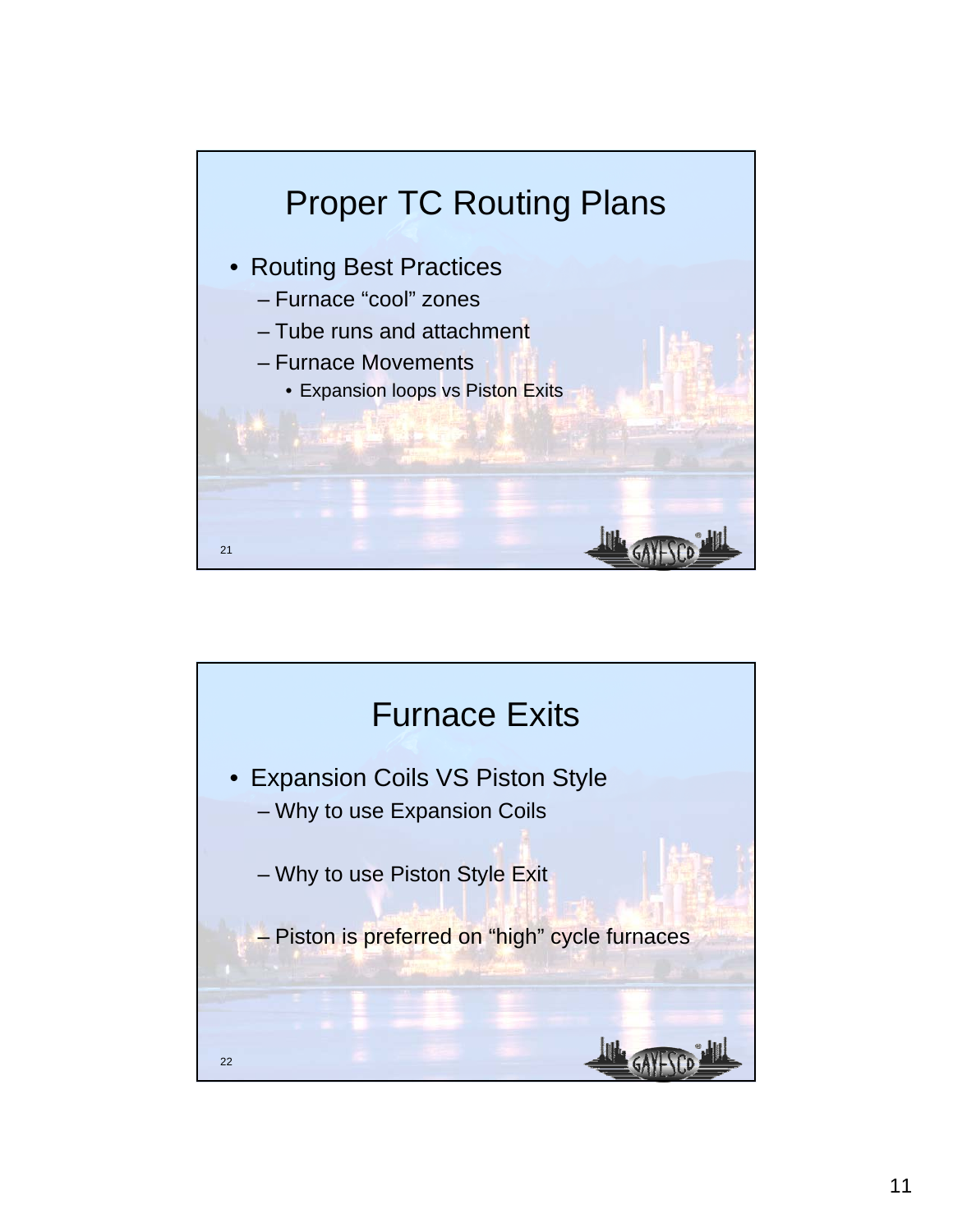## Proper TC Routing Plans

- Routing Best Practices
  - Furnace “cool” zones
  - Tube runs and attachment
  - Furnace Movements
    - Expansion loops vs Piston Exits

## Furnace Exits

- Expansion Coils VS Piston Style
  - Why to use Expansion Coils
  - Why to use Piston Style Exit
  - Piston is preferred on “high” cycle furnaces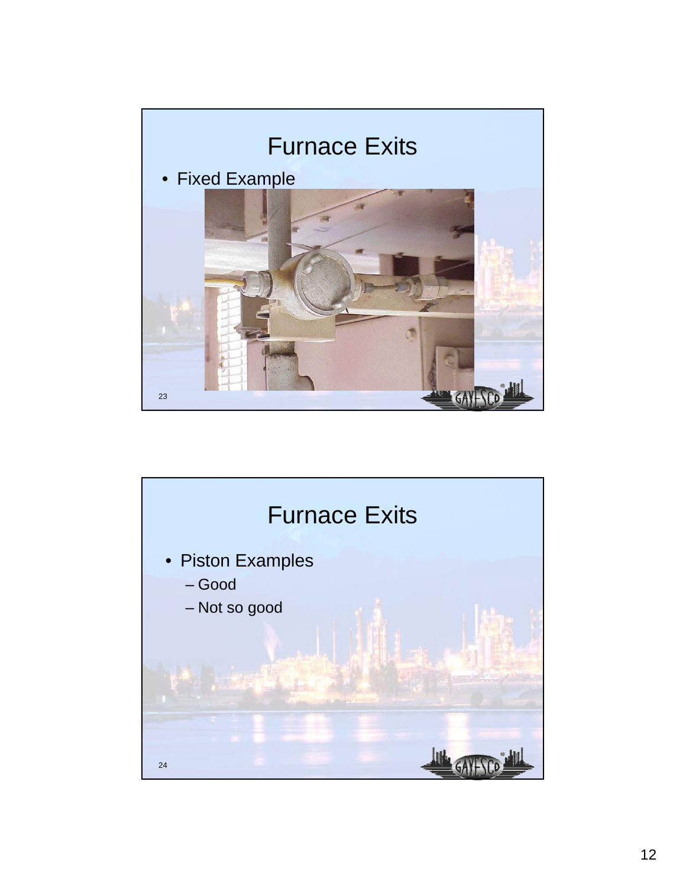## Furnace Exits

- Fixed Example

## Furnace Exits

- Piston Examples
  - Good
  - Not so good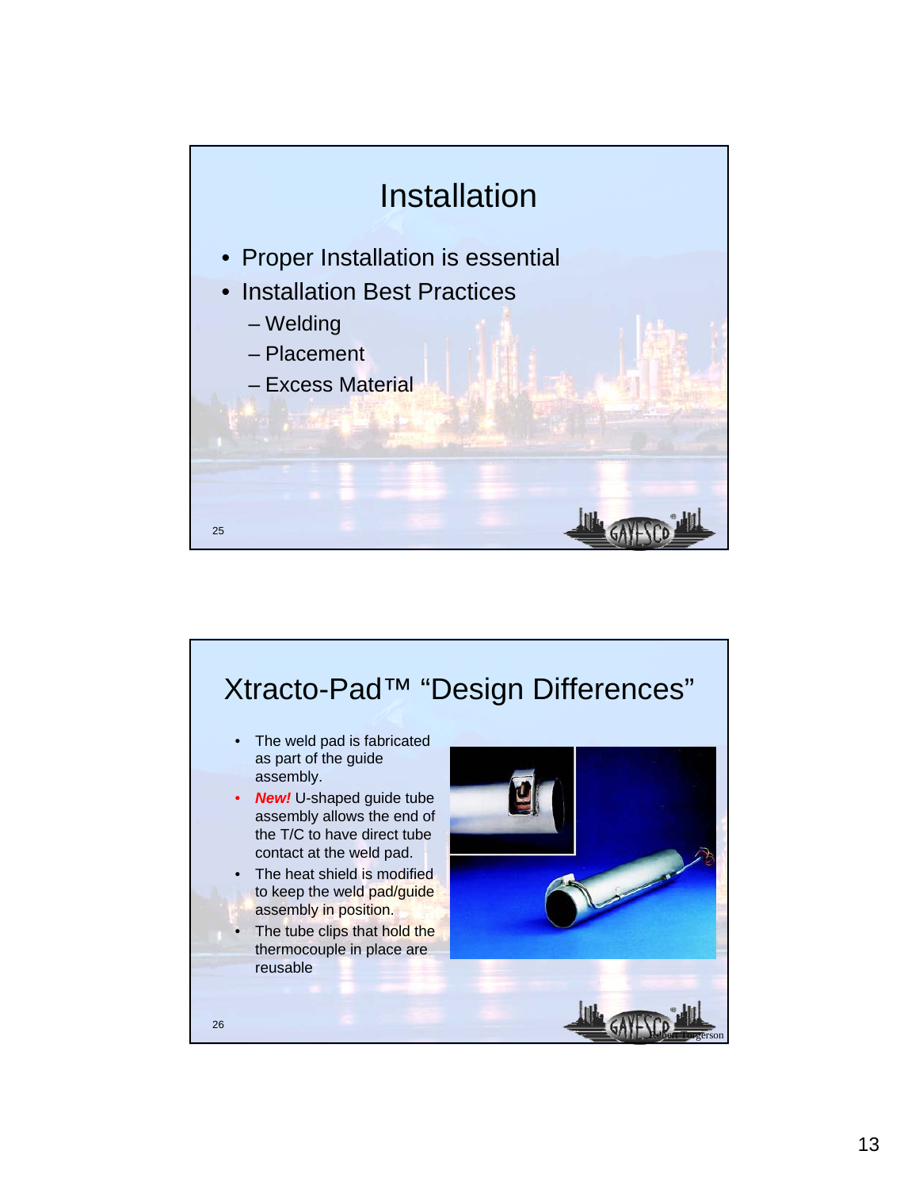# Installation

- Proper Installation is essential
- Installation Best Practices
  - Welding
  - Placement
  - Excess Material

# Xtracto-Pad™ "Design Differences"

- The weld pad is fabricated as part of the guide assembly.
- ***New!*** U-shaped guide tube assembly allows the end of the T/C to have direct tube contact at the weld pad.
- The heat shield is modified to keep the weld pad/guide assembly in position.
- The tube clips that hold the thermocouple in place are reusable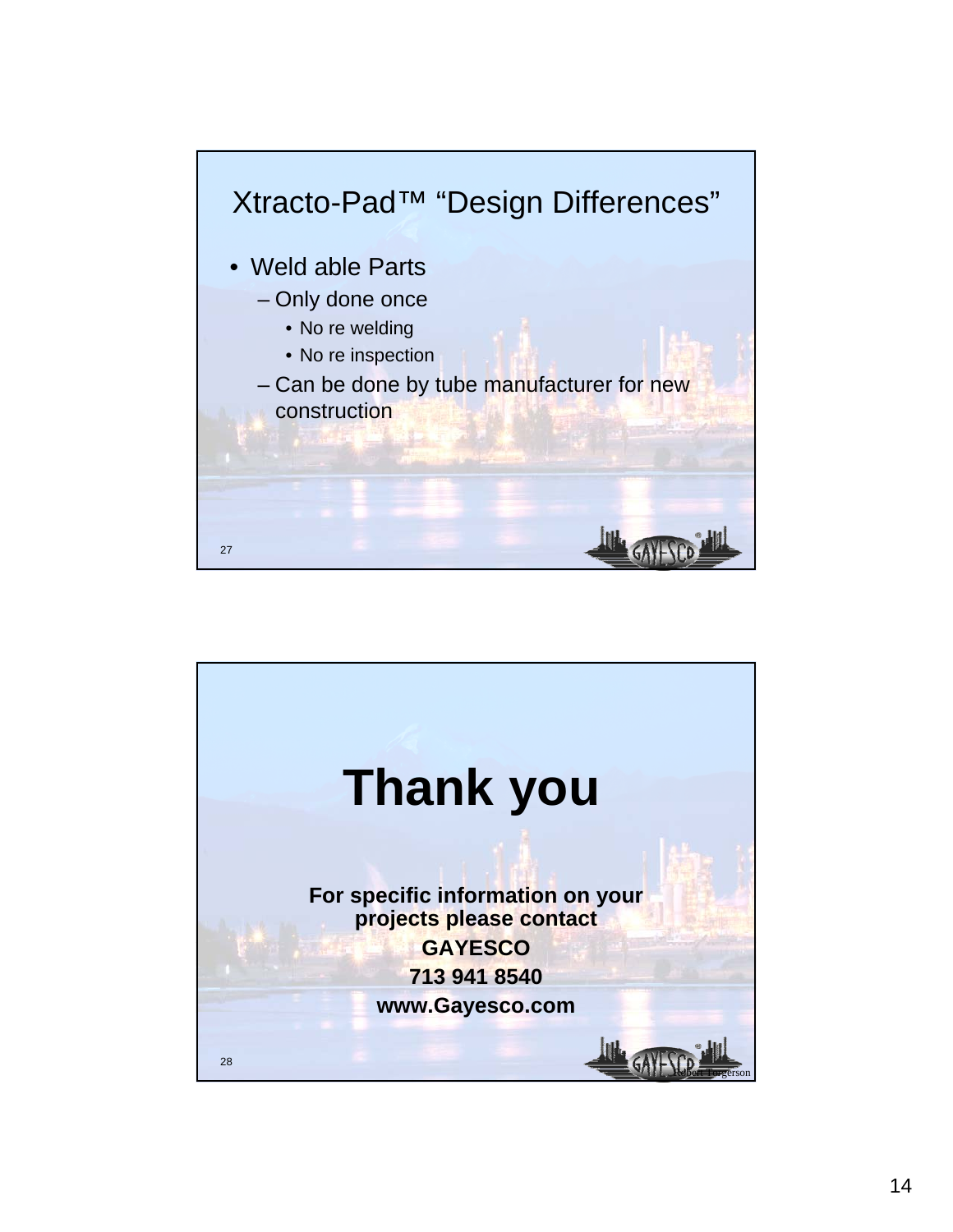## Xtracto-Pad™ "Design Differences"

- Weld able Parts
  - Only done once
    - No re welding
    - No re inspection
  - Can be done by tube manufacturer for new construction

# Thank you

**For specific information on your projects please contact**

**GAYESCO**

**713 941 8540**

**www.Gayesco.com**

Robert Torgerson